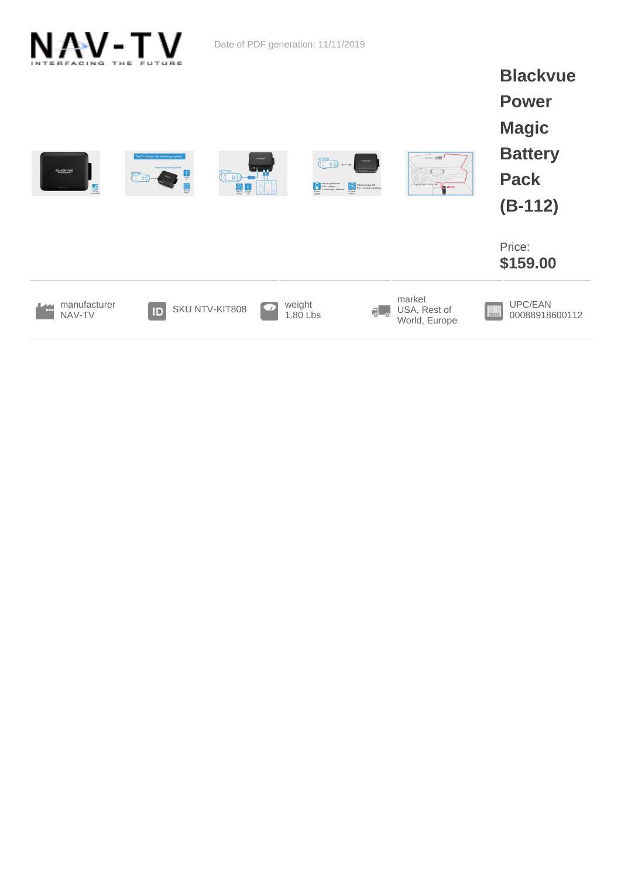Date of PDF generation: 11/11/2019

# Blackvue Power Magic Battery Pack (B-112)

Price:
**$159.00**

| manufacturer | SKU | weight | market | UPC/EAN |
| --- | --- | --- | --- | --- |
| NAV-TV | NTV-KIT808 | 1.80 Lbs | USA, Rest of World, Europe | 00088918600112 |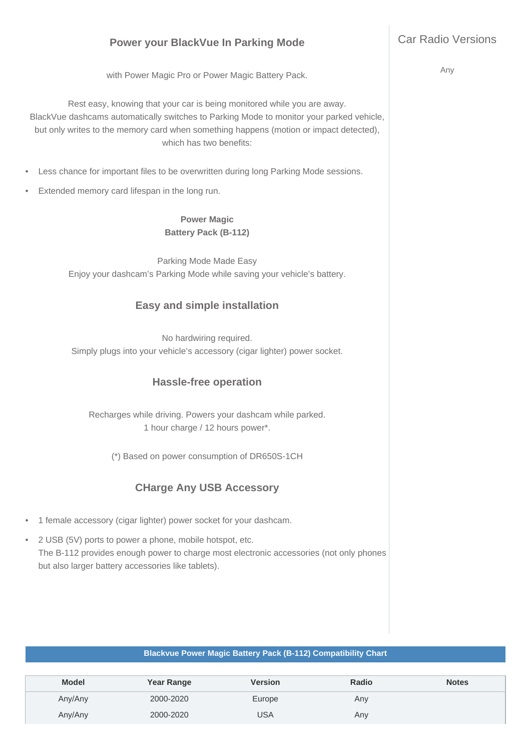## Power your BlackVue In Parking Mode

with Power Magic Pro or Power Magic Battery Pack.

Rest easy, knowing that your car is being monitored while you are away.
BlackVue dashcams automatically switches to Parking Mode to monitor your parked vehicle, but only writes to the memory card when something happens (motion or impact detected), which has two benefits:

- Less chance for important files to be overwritten during long Parking Mode sessions.
- Extended memory card lifespan in the long run.

**Power Magic
Battery Pack (B-112)**

Parking Mode Made Easy
Enjoy your dashcam's Parking Mode while saving your vehicle's battery.

## Easy and simple installation

No hardwiring required.
Simply plugs into your vehicle's accessory (cigar lighter) power socket.

## Hassle-free operation

Recharges while driving. Powers your dashcam while parked.
1 hour charge / 12 hours power*.

(*) Based on power consumption of DR650S-1CH

## CHarge Any USB Accessory

- 1 female accessory (cigar lighter) power socket for your dashcam.
- 2 USB (5V) ports to power a phone, mobile hotspot, etc.
  The B-112 provides enough power to charge most electronic accessories (not only phones but also larger battery accessories like tablets).

### Car Radio Versions

Any

**Blackvue Power Magic Battery Pack (B-112) Compatibility Chart**

| Model | Year Range | Version | Radio | Notes |
|---|---|---|---|---|
| Any/Any | 2000-2020 | Europe | Any | |
| Any/Any | 2000-2020 | USA | Any | |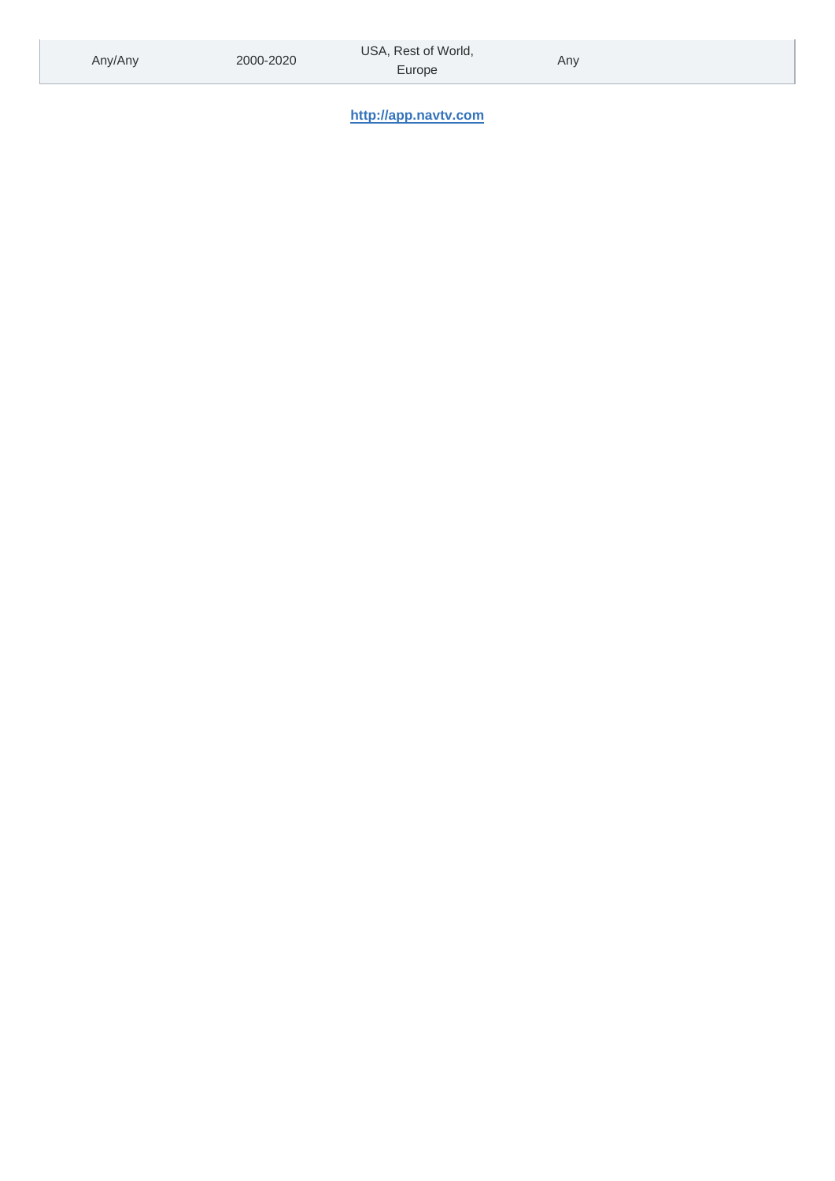| | | | | |
|---|---|---|---|---|
| Any/Any | 2000-2020 | USA, Rest of World, Europe | Any | |

**http://app.navtv.com**